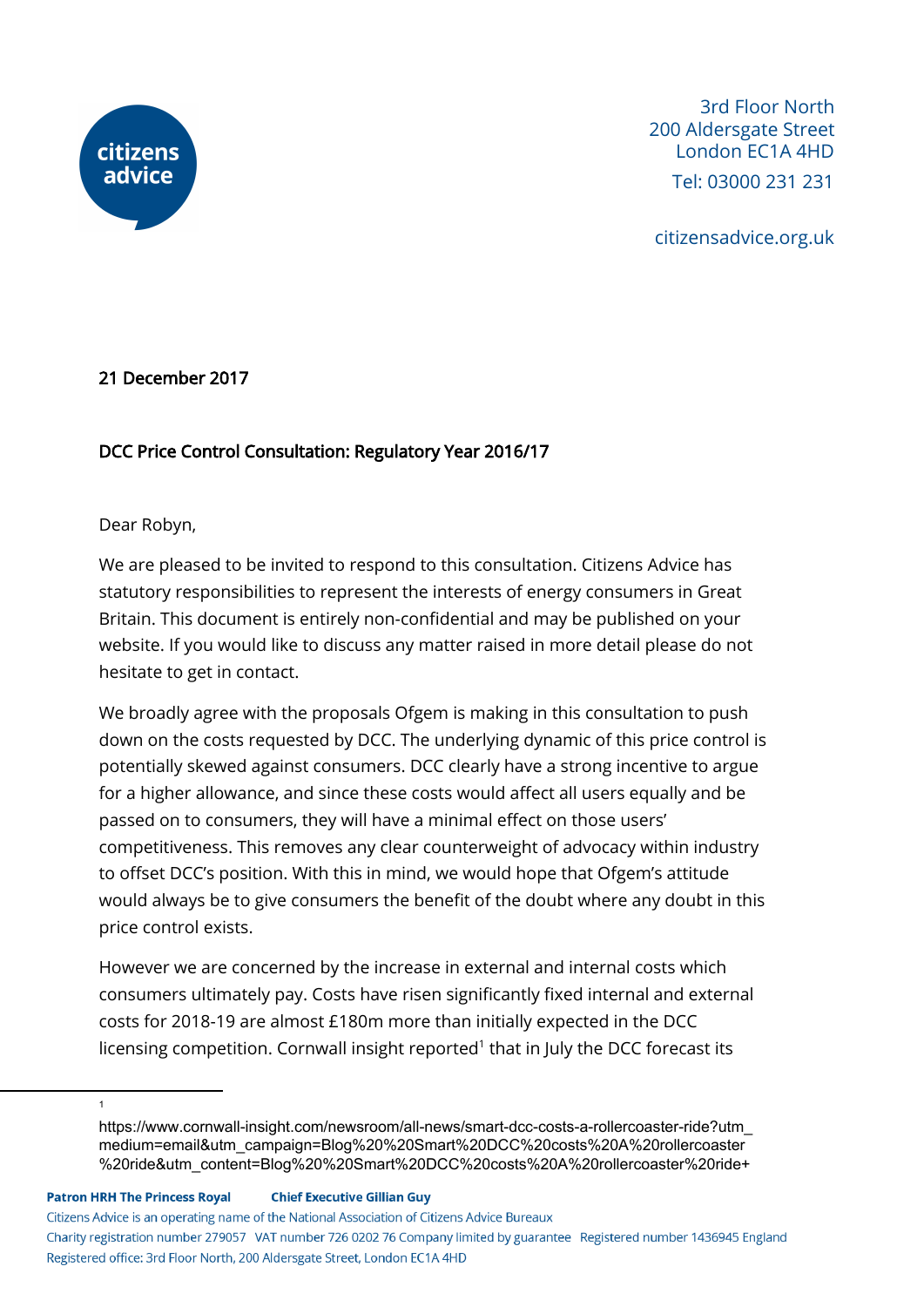3rd Floor North
200 Aldersgate Street
London EC1A 4HD
Tel: 03000 231 231

citizensadvice.org.uk

**21 December 2017**

**DCC Price Control Consultation: Regulatory Year 2016/17**

Dear Robyn,

We are pleased to be invited to respond to this consultation. Citizens Advice has statutory responsibilities to represent the interests of energy consumers in Great Britain. This document is entirely non-confidential and may be published on your website. If you would like to discuss any matter raised in more detail please do not hesitate to get in contact.

We broadly agree with the proposals Ofgem is making in this consultation to push down on the costs requested by DCC. The underlying dynamic of this price control is potentially skewed against consumers. DCC clearly have a strong incentive to argue for a higher allowance, and since these costs would affect all users equally and be passed on to consumers, they will have a minimal effect on those users' competitiveness. This removes any clear counterweight of advocacy within industry to offset DCC's position. With this in mind, we would hope that Ofgem's attitude would always be to give consumers the benefit of the doubt where any doubt in this price control exists.

However we are concerned by the increase in external and internal costs which consumers ultimately pay. Costs have risen significantly fixed internal and external costs for 2018-19 are almost £180m more than initially expected in the DCC licensing competition. Cornwall insight reported[1] that in July the DCC forecast its

[1] https://www.cornwall-insight.com/newsroom/all-news/smart-dcc-costs-a-rollercoaster-ride?utm_medium=email&utm_campaign=Blog%20%20Smart%20DCC%20costs%20A%20rollercoaster%20ride&utm_content=Blog%20%20Smart%20DCC%20costs%20A%20rollercoaster%20ride+

**Patron HRH The Princess Royal** **Chief Executive Gillian Guy**
Citizens Advice is an operating name of the National Association of Citizens Advice Bureaux
Charity registration number 279057 VAT number 726 0202 76 Company limited by guarantee Registered number 1436945 England
Registered office: 3rd Floor North, 200 Aldersgate Street, London EC1A 4HD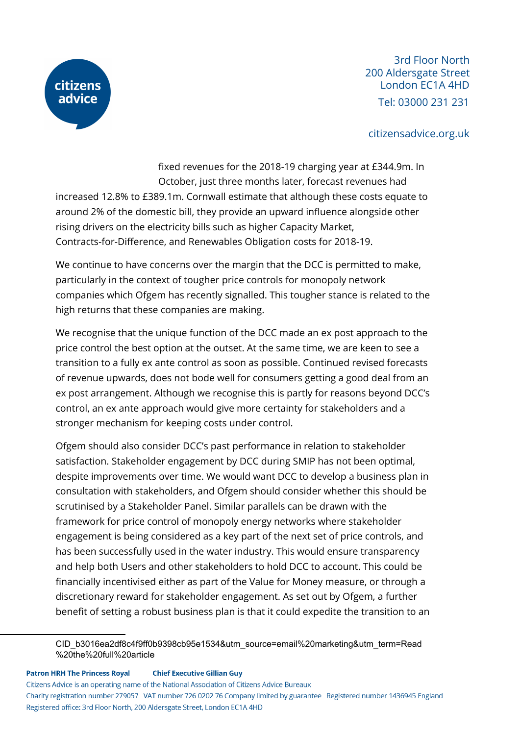fixed revenues for the 2018-19 charging year at £344.9m. In October, just three months later, forecast revenues had increased 12.8% to £389.1m. Cornwall estimate that although these costs equate to around 2% of the domestic bill, they provide an upward influence alongside other rising drivers on the electricity bills such as higher Capacity Market, Contracts-for-Difference, and Renewables Obligation costs for 2018-19.

We continue to have concerns over the margin that the DCC is permitted to make, particularly in the context of tougher price controls for monopoly network companies which Ofgem has recently signalled. This tougher stance is related to the high returns that these companies are making.

We recognise that the unique function of the DCC made an ex post approach to the price control the best option at the outset. At the same time, we are keen to see a transition to a fully ex ante control as soon as possible. Continued revised forecasts of revenue upwards, does not bode well for consumers getting a good deal from an ex post arrangement. Although we recognise this is partly for reasons beyond DCC's control, an ex ante approach would give more certainty for stakeholders and a stronger mechanism for keeping costs under control.

Ofgem should also consider DCC's past performance in relation to stakeholder satisfaction. Stakeholder engagement by DCC during SMIP has not been optimal, despite improvements over time. We would want DCC to develop a business plan in consultation with stakeholders, and Ofgem should consider whether this should be scrutinised by a Stakeholder Panel. Similar parallels can be drawn with the framework for price control of monopoly energy networks where stakeholder engagement is being considered as a key part of the next set of price controls, and has been successfully used in the water industry. This would ensure transparency and help both Users and other stakeholders to hold DCC to account. This could be financially incentivised either as part of the Value for Money measure, or through a discretionary reward for stakeholder engagement. As set out by Ofgem, a further benefit of setting a robust business plan is that it could expedite the transition to an

---

CID_b3016ea2df8c4f9ff0b9398cb95e1534&utm_source=email%20marketing&utm_term=Read%20the%20full%20article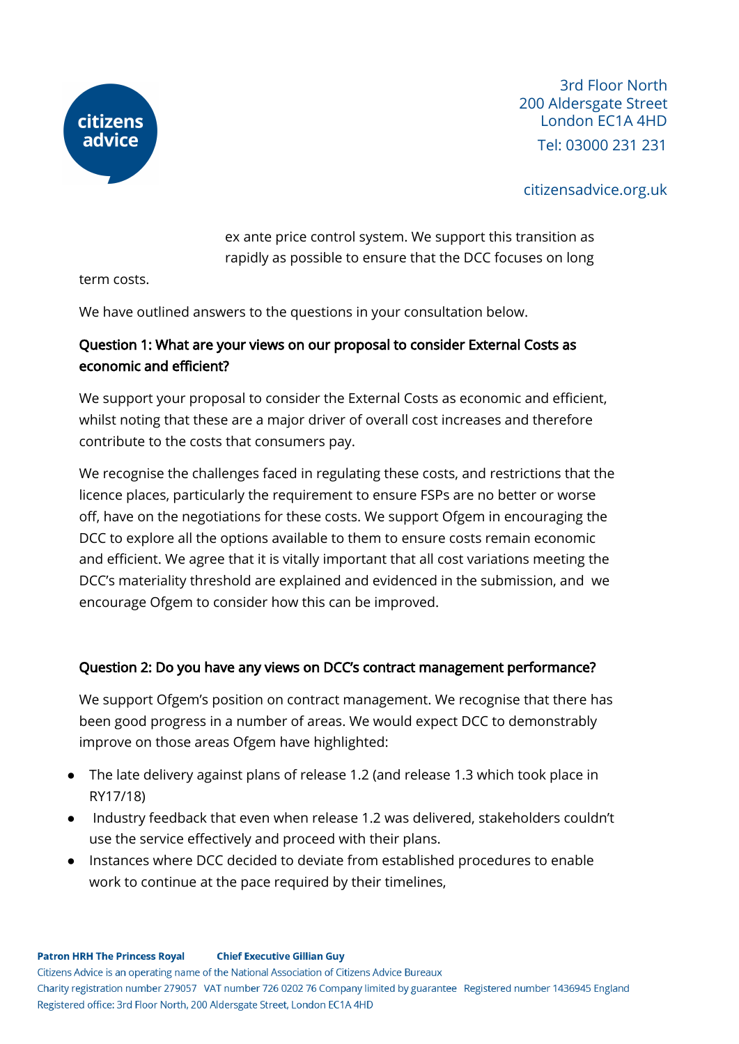ex ante price control system. We support this transition as rapidly as possible to ensure that the DCC focuses on long term costs.

We have outlined answers to the questions in your consultation below.

### Question 1: What are your views on our proposal to consider External Costs as economic and efficient?

We support your proposal to consider the External Costs as economic and efficient, whilst noting that these are a major driver of overall cost increases and therefore contribute to the costs that consumers pay.

We recognise the challenges faced in regulating these costs, and restrictions that the licence places, particularly the requirement to ensure FSPs are no better or worse off, have on the negotiations for these costs. We support Ofgem in encouraging the DCC to explore all the options available to them to ensure costs remain economic and efficient. We agree that it is vitally important that all cost variations meeting the DCC's materiality threshold are explained and evidenced in the submission, and we encourage Ofgem to consider how this can be improved.

### Question 2: Do you have any views on DCC's contract management performance?

We support Ofgem's position on contract management. We recognise that there has been good progress in a number of areas. We would expect DCC to demonstrably improve on those areas Ofgem have highlighted:

- The late delivery against plans of release 1.2 (and release 1.3 which took place in RY17/18)
- Industry feedback that even when release 1.2 was delivered, stakeholders couldn't use the service effectively and proceed with their plans.
- Instances where DCC decided to deviate from established procedures to enable work to continue at the pace required by their timelines,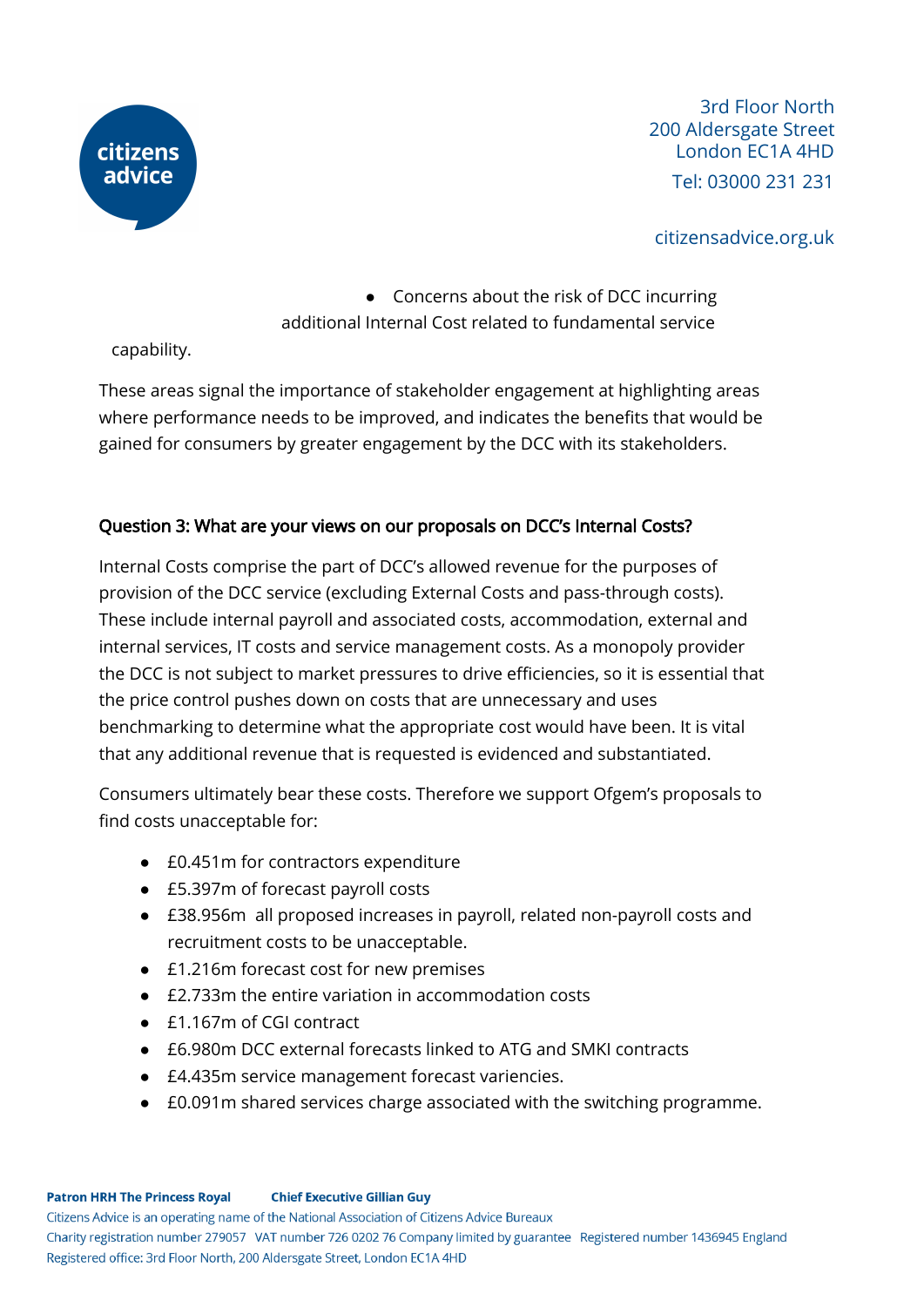- Concerns about the risk of DCC incurring additional Internal Cost related to fundamental service capability.

These areas signal the importance of stakeholder engagement at highlighting areas where performance needs to be improved, and indicates the benefits that would be gained for consumers by greater engagement by the DCC with its stakeholders.

**Question 3: What are your views on our proposals on DCC's Internal Costs?**

Internal Costs comprise the part of DCC's allowed revenue for the purposes of provision of the DCC service (excluding External Costs and pass-through costs). These include internal payroll and associated costs, accommodation, external and internal services, IT costs and service management costs. As a monopoly provider the DCC is not subject to market pressures to drive efficiencies, so it is essential that the price control pushes down on costs that are unnecessary and uses benchmarking to determine what the appropriate cost would have been. It is vital that any additional revenue that is requested is evidenced and substantiated.

Consumers ultimately bear these costs. Therefore we support Ofgem's proposals to find costs unacceptable for:

- £0.451m for contractors expenditure
- £5.397m of forecast payroll costs
- £38.956m all proposed increases in payroll, related non-payroll costs and recruitment costs to be unacceptable.
- £1.216m forecast cost for new premises
- £2.733m the entire variation in accommodation costs
- £1.167m of CGI contract
- £6.980m DCC external forecasts linked to ATG and SMKI contracts
- £4.435m service management forecast variencies.
- £0.091m shared services charge associated with the switching programme.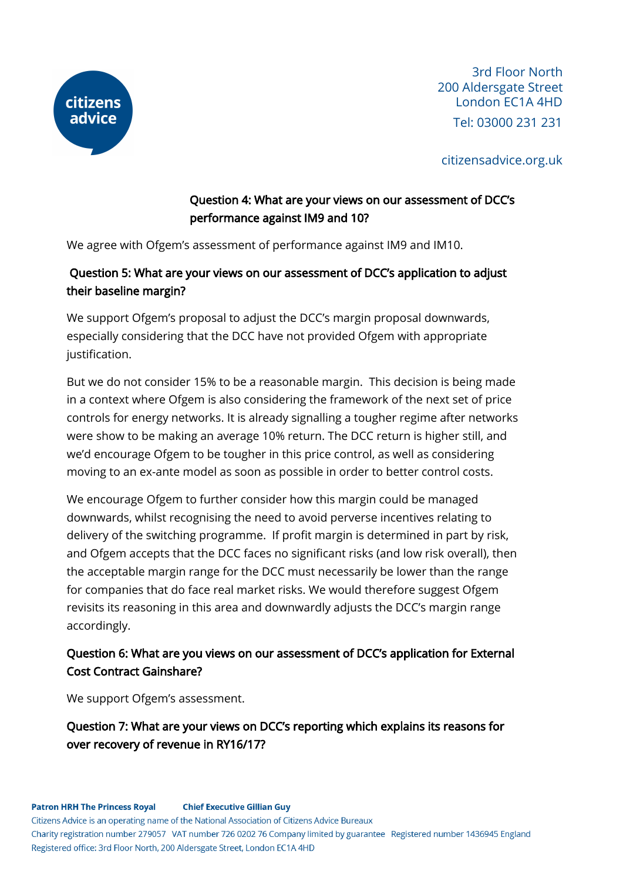**Question 4: What are your views on our assessment of DCC's performance against IM9 and 10?**

We agree with Ofgem's assessment of performance against IM9 and IM10.

**Question 5: What are your views on our assessment of DCC's application to adjust their baseline margin?**

We support Ofgem's proposal to adjust the DCC's margin proposal downwards, especially considering that the DCC have not provided Ofgem with appropriate justification.

But we do not consider 15% to be a reasonable margin. This decision is being made in a context where Ofgem is also considering the framework of the next set of price controls for energy networks. It is already signalling a tougher regime after networks were show to be making an average 10% return. The DCC return is higher still, and we'd encourage Ofgem to be tougher in this price control, as well as considering moving to an ex-ante model as soon as possible in order to better control costs.

We encourage Ofgem to further consider how this margin could be managed downwards, whilst recognising the need to avoid perverse incentives relating to delivery of the switching programme. If profit margin is determined in part by risk, and Ofgem accepts that the DCC faces no significant risks (and low risk overall), then the acceptable margin range for the DCC must necessarily be lower than the range for companies that do face real market risks. We would therefore suggest Ofgem revisits its reasoning in this area and downwardly adjusts the DCC's margin range accordingly.

**Question 6: What are you views on our assessment of DCC's application for External Cost Contract Gainshare?**

We support Ofgem's assessment.

**Question 7: What are your views on DCC's reporting which explains its reasons for over recovery of revenue in RY16/17?**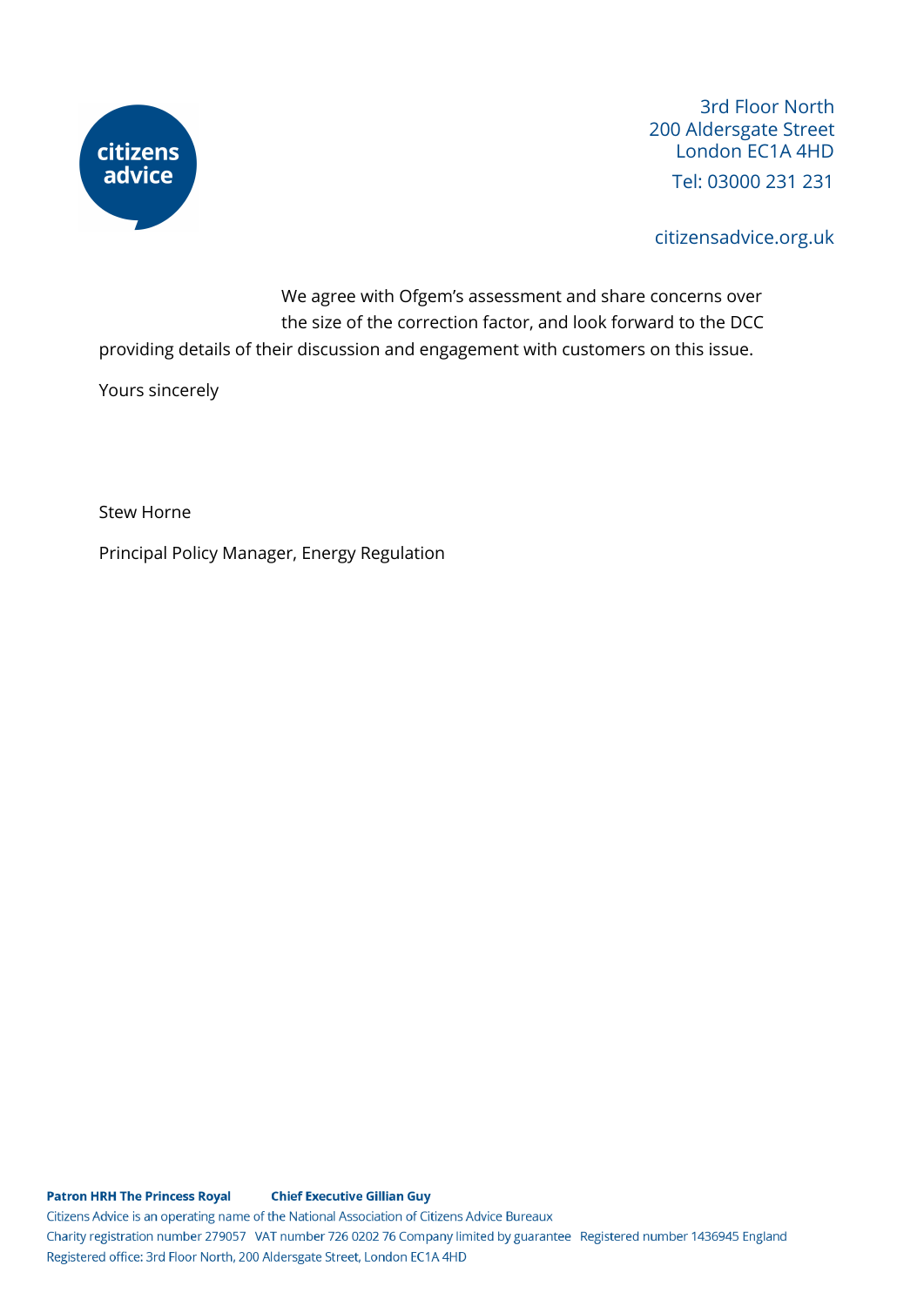3rd Floor North
200 Aldersgate Street
London EC1A 4HD
Tel: 03000 231 231

citizensadvice.org.uk

We agree with Ofgem's assessment and share concerns over the size of the correction factor, and look forward to the DCC providing details of their discussion and engagement with customers on this issue.

Yours sincerely

Stew Horne

Principal Policy Manager, Energy Regulation

**Patron HRH The Princess Royal** **Chief Executive Gillian Guy**
Citizens Advice is an operating name of the National Association of Citizens Advice Bureaux
Charity registration number 279057 VAT number 726 0202 76 Company limited by guarantee Registered number 1436945 England
Registered office: 3rd Floor North, 200 Aldersgate Street, London EC1A 4HD